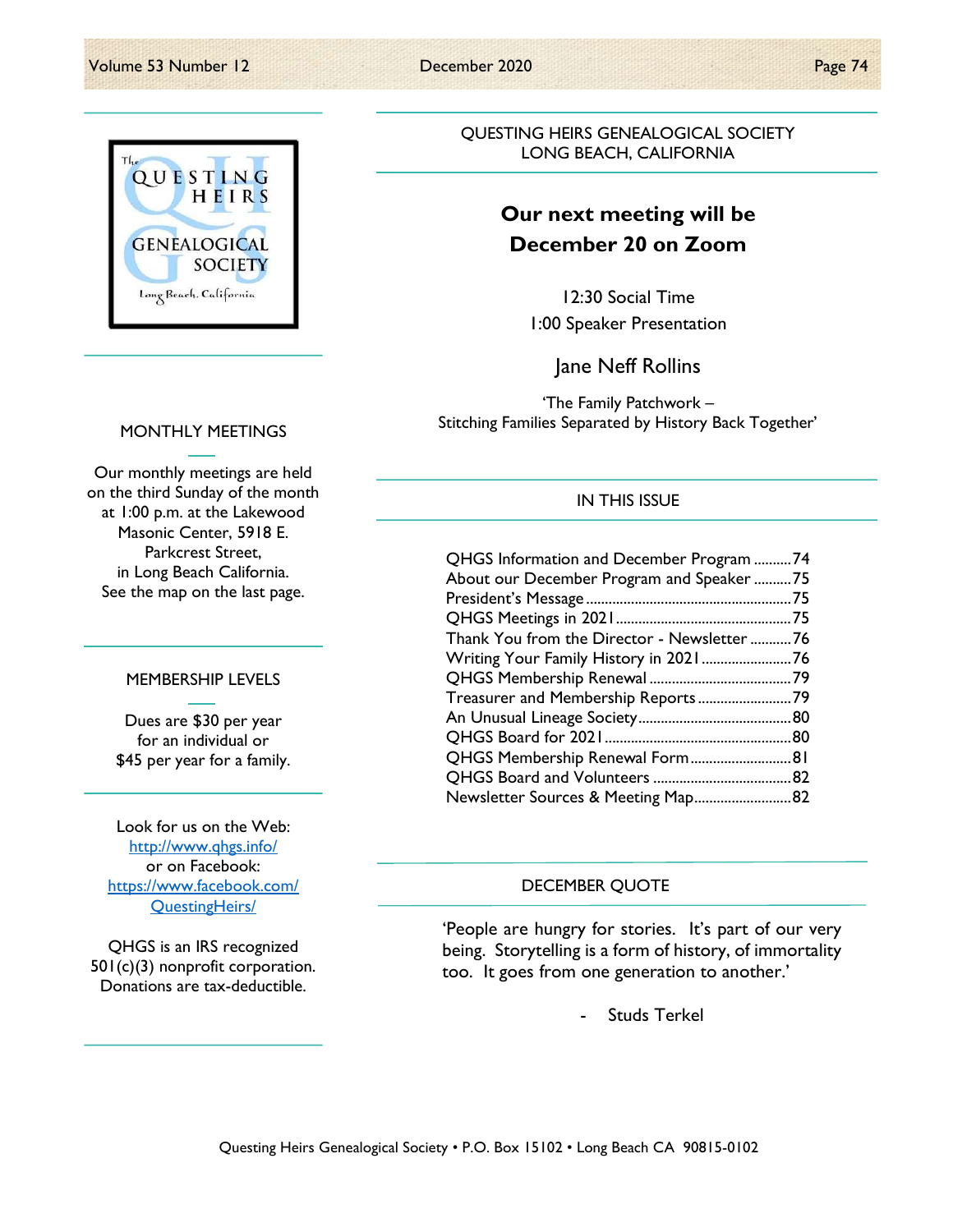The Questing Heirs Genealogical Society
Long Beach, California

## MONTHLY MEETINGS

Our monthly meetings are held on the third Sunday of the month at 1:00 p.m. at the Lakewood Masonic Center, 5918 E. Parkcrest Street, in Long Beach California. See the map on the last page.

## MEMBERSHIP LEVELS

Dues are $30 per year for an individual or $45 per year for a family.

Look for us on the Web: http://www.qhgs.info/
or on Facebook: https://www.facebook.com/QuestingHeirs/

QHGS is an IRS recognized 501(c)(3) nonprofit corporation. Donations are tax-deductible.

QUESTING HEIRS GENEALOGICAL SOCIETY
LONG BEACH, CALIFORNIA

# Our next meeting will be December 20 on Zoom

12:30 Social Time
1:00 Speaker Presentation

### Jane Neff Rollins

'The Family Patchwork – Stitching Families Separated by History Back Together'

## IN THIS ISSUE

| | |
|---|---|
| QHGS Information and December Program | 74 |
| About our December Program and Speaker | 75 |
| President's Message | 75 |
| QHGS Meetings in 2021 | 75 |
| Thank You from the Director - Newsletter | 76 |
| Writing Your Family History in 2021 | 76 |
| QHGS Membership Renewal | 79 |
| Treasurer and Membership Reports | 79 |
| An Unusual Lineage Society | 80 |
| QHGS Board for 2021 | 80 |
| QHGS Membership Renewal Form | 81 |
| QHGS Board and Volunteers | 82 |
| Newsletter Sources & Meeting Map | 82 |

## DECEMBER QUOTE

'People are hungry for stories. It's part of our very being. Storytelling is a form of history, of immortality too. It goes from one generation to another.'

- Studs Terkel

Questing Heirs Genealogical Society • P.O. Box 15102 • Long Beach CA 90815-0102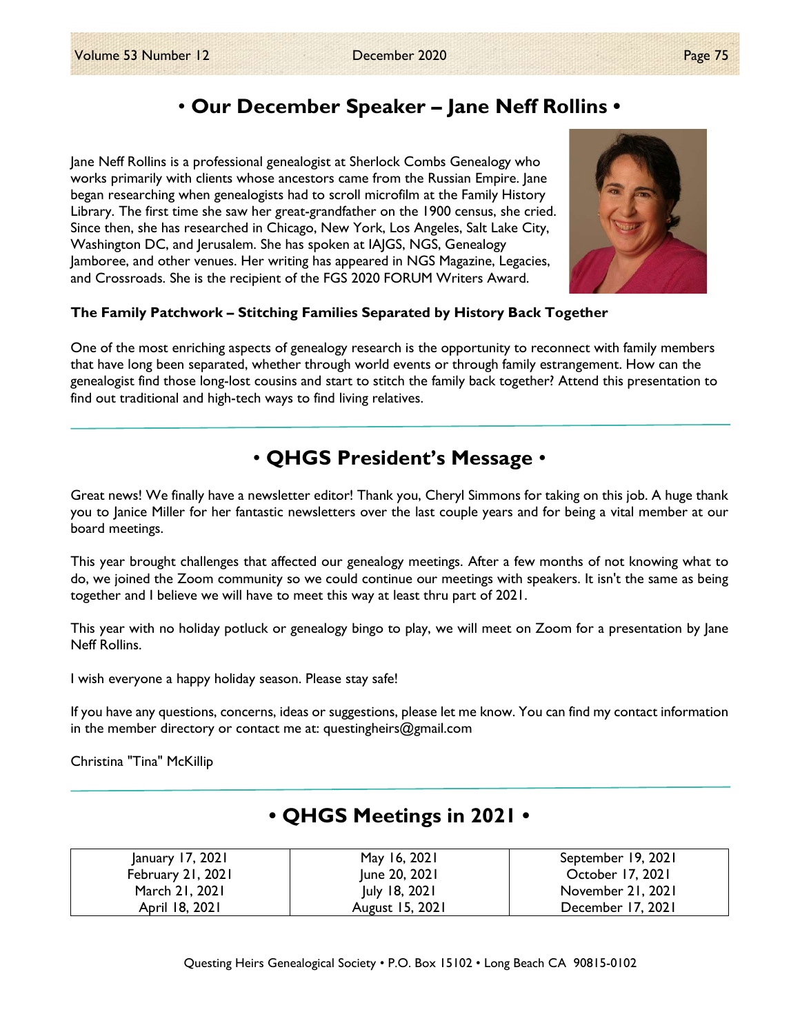## • Our December Speaker – Jane Neff Rollins •

Jane Neff Rollins is a professional genealogist at Sherlock Combs Genealogy who works primarily with clients whose ancestors came from the Russian Empire. Jane began researching when genealogists had to scroll microfilm at the Family History Library. The first time she saw her great-grandfather on the 1900 census, she cried. Since then, she has researched in Chicago, New York, Los Angeles, Salt Lake City, Washington DC, and Jerusalem. She has spoken at IAJGS, NGS, Genealogy Jamboree, and other venues. Her writing has appeared in NGS Magazine, Legacies, and Crossroads. She is the recipient of the FGS 2020 FORUM Writers Award.

**The Family Patchwork – Stitching Families Separated by History Back Together**

One of the most enriching aspects of genealogy research is the opportunity to reconnect with family members that have long been separated, whether through world events or through family estrangement. How can the genealogist find those long-lost cousins and start to stitch the family back together? Attend this presentation to find out traditional and high-tech ways to find living relatives.

## • QHGS President's Message •

Great news! We finally have a newsletter editor! Thank you, Cheryl Simmons for taking on this job. A huge thank you to Janice Miller for her fantastic newsletters over the last couple years and for being a vital member at our board meetings.

This year brought challenges that affected our genealogy meetings. After a few months of not knowing what to do, we joined the Zoom community so we could continue our meetings with speakers. It isn't the same as being together and I believe we will have to meet this way at least thru part of 2021.

This year with no holiday potluck or genealogy bingo to play, we will meet on Zoom for a presentation by Jane Neff Rollins.

I wish everyone a happy holiday season. Please stay safe!

If you have any questions, concerns, ideas or suggestions, please let me know. You can find my contact information in the member directory or contact me at: questingheirs@gmail.com

Christina "Tina" McKillip

## • QHGS Meetings in 2021 •

| | | |
|---|---|---|
| January 17, 2021 | May 16, 2021 | September 19, 2021 |
| February 21, 2021 | June 20, 2021 | October 17, 2021 |
| March 21, 2021 | July 18, 2021 | November 21, 2021 |
| April 18, 2021 | August 15, 2021 | December 17, 2021 |

Questing Heirs Genealogical Society • P.O. Box 15102 • Long Beach CA 90815-0102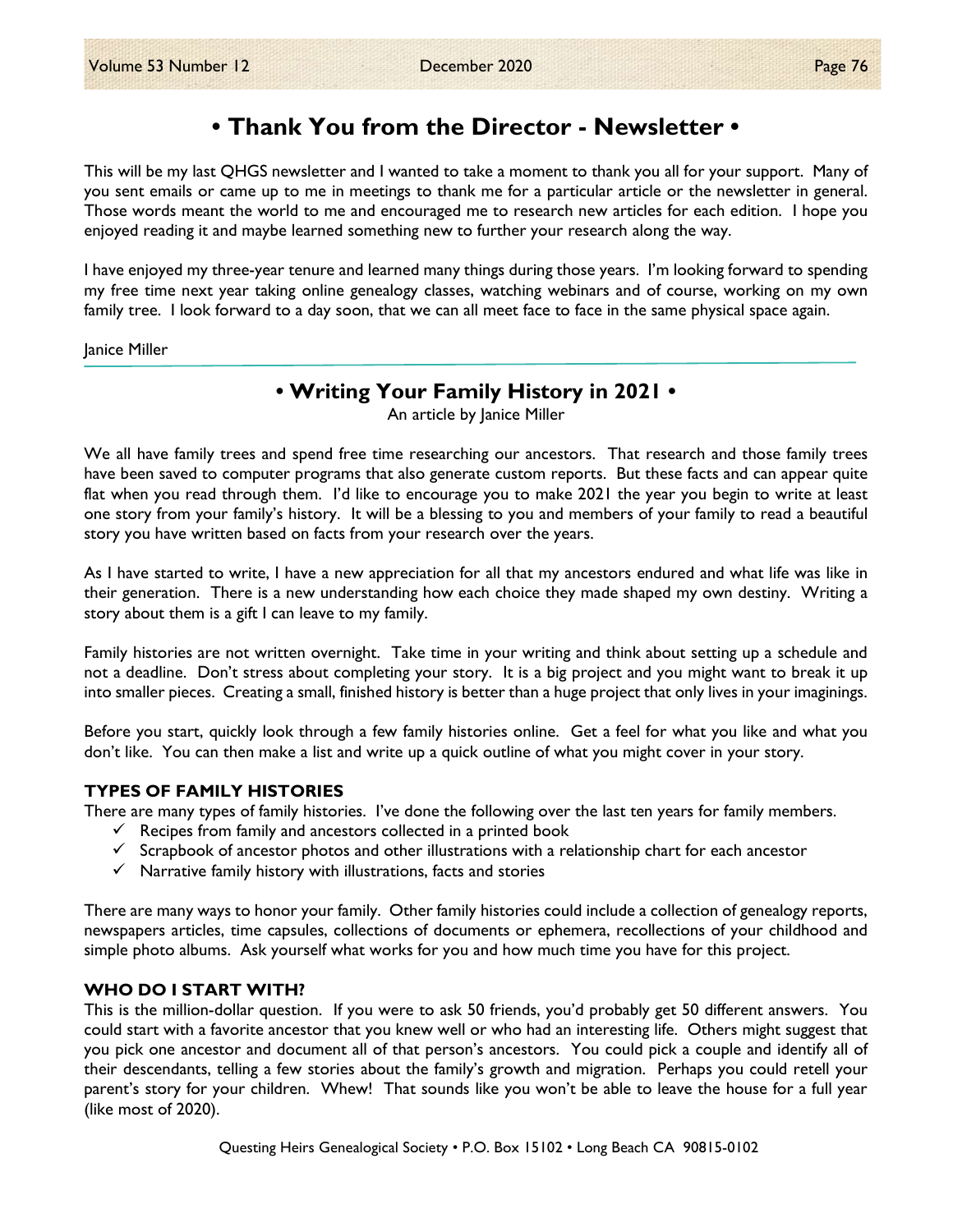# • Thank You from the Director - Newsletter •

This will be my last QHGS newsletter and I wanted to take a moment to thank you all for your support. Many of you sent emails or came up to me in meetings to thank me for a particular article or the newsletter in general. Those words meant the world to me and encouraged me to research new articles for each edition. I hope you enjoyed reading it and maybe learned something new to further your research along the way.

I have enjoyed my three-year tenure and learned many things during those years. I'm looking forward to spending my free time next year taking online genealogy classes, watching webinars and of course, working on my own family tree. I look forward to a day soon, that we can all meet face to face in the same physical space again.

Janice Miller

---

# • Writing Your Family History in 2021 •

An article by Janice Miller

We all have family trees and spend free time researching our ancestors. That research and those family trees have been saved to computer programs that also generate custom reports. But these facts and can appear quite flat when you read through them. I'd like to encourage you to make 2021 the year you begin to write at least one story from your family's history. It will be a blessing to you and members of your family to read a beautiful story you have written based on facts from your research over the years.

As I have started to write, I have a new appreciation for all that my ancestors endured and what life was like in their generation. There is a new understanding how each choice they made shaped my own destiny. Writing a story about them is a gift I can leave to my family.

Family histories are not written overnight. Take time in your writing and think about setting up a schedule and not a deadline. Don't stress about completing your story. It is a big project and you might want to break it up into smaller pieces. Creating a small, finished history is better than a huge project that only lives in your imaginings.

Before you start, quickly look through a few family histories online. Get a feel for what you like and what you don't like. You can then make a list and write up a quick outline of what you might cover in your story.

### TYPES OF FAMILY HISTORIES

There are many types of family histories. I've done the following over the last ten years for family members.

- ✓ Recipes from family and ancestors collected in a printed book
- ✓ Scrapbook of ancestor photos and other illustrations with a relationship chart for each ancestor
- ✓ Narrative family history with illustrations, facts and stories

There are many ways to honor your family. Other family histories could include a collection of genealogy reports, newspapers articles, time capsules, collections of documents or ephemera, recollections of your childhood and simple photo albums. Ask yourself what works for you and how much time you have for this project.

### WHO DO I START WITH?

This is the million-dollar question. If you were to ask 50 friends, you'd probably get 50 different answers. You could start with a favorite ancestor that you knew well or who had an interesting life. Others might suggest that you pick one ancestor and document all of that person's ancestors. You could pick a couple and identify all of their descendants, telling a few stories about the family's growth and migration. Perhaps you could retell your parent's story for your children. Whew! That sounds like you won't be able to leave the house for a full year (like most of 2020).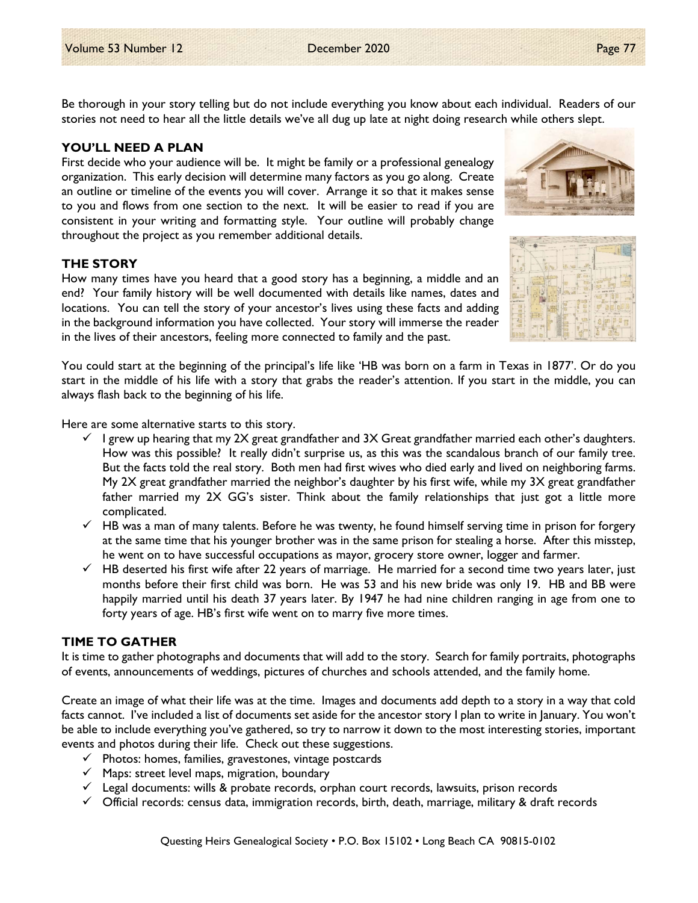Be thorough in your story telling but do not include everything you know about each individual. Readers of our stories not need to hear all the little details we've all dug up late at night doing research while others slept.

### YOU'LL NEED A PLAN

First decide who your audience will be. It might be family or a professional genealogy organization. This early decision will determine many factors as you go along. Create an outline or timeline of the events you will cover. Arrange it so that it makes sense to you and flows from one section to the next. It will be easier to read if you are consistent in your writing and formatting style. Your outline will probably change throughout the project as you remember additional details.

### THE STORY

How many times have you heard that a good story has a beginning, a middle and an end? Your family history will be well documented with details like names, dates and locations. You can tell the story of your ancestor's lives using these facts and adding in the background information you have collected. Your story will immerse the reader in the lives of their ancestors, feeling more connected to family and the past.

You could start at the beginning of the principal's life like 'HB was born on a farm in Texas in 1877'. Or do you start in the middle of his life with a story that grabs the reader's attention. If you start in the middle, you can always flash back to the beginning of his life.

Here are some alternative starts to this story.

- ✓ I grew up hearing that my 2X great grandfather and 3X Great grandfather married each other's daughters. How was this possible? It really didn't surprise us, as this was the scandalous branch of our family tree. But the facts told the real story. Both men had first wives who died early and lived on neighboring farms. My 2X great grandfather married the neighbor's daughter by his first wife, while my 3X great grandfather father married my 2X GG's sister. Think about the family relationships that just got a little more complicated.
- ✓ HB was a man of many talents. Before he was twenty, he found himself serving time in prison for forgery at the same time that his younger brother was in the same prison for stealing a horse. After this misstep, he went on to have successful occupations as mayor, grocery store owner, logger and farmer.
- ✓ HB deserted his first wife after 22 years of marriage. He married for a second time two years later, just months before their first child was born. He was 53 and his new bride was only 19. HB and BB were happily married until his death 37 years later. By 1947 he had nine children ranging in age from one to forty years of age. HB's first wife went on to marry five more times.

### TIME TO GATHER

It is time to gather photographs and documents that will add to the story. Search for family portraits, photographs of events, announcements of weddings, pictures of churches and schools attended, and the family home.

Create an image of what their life was at the time. Images and documents add depth to a story in a way that cold facts cannot. I've included a list of documents set aside for the ancestor story I plan to write in January. You won't be able to include everything you've gathered, so try to narrow it down to the most interesting stories, important events and photos during their life. Check out these suggestions.

- ✓ Photos: homes, families, gravestones, vintage postcards
- ✓ Maps: street level maps, migration, boundary
- ✓ Legal documents: wills & probate records, orphan court records, lawsuits, prison records
- ✓ Official records: census data, immigration records, birth, death, marriage, military & draft records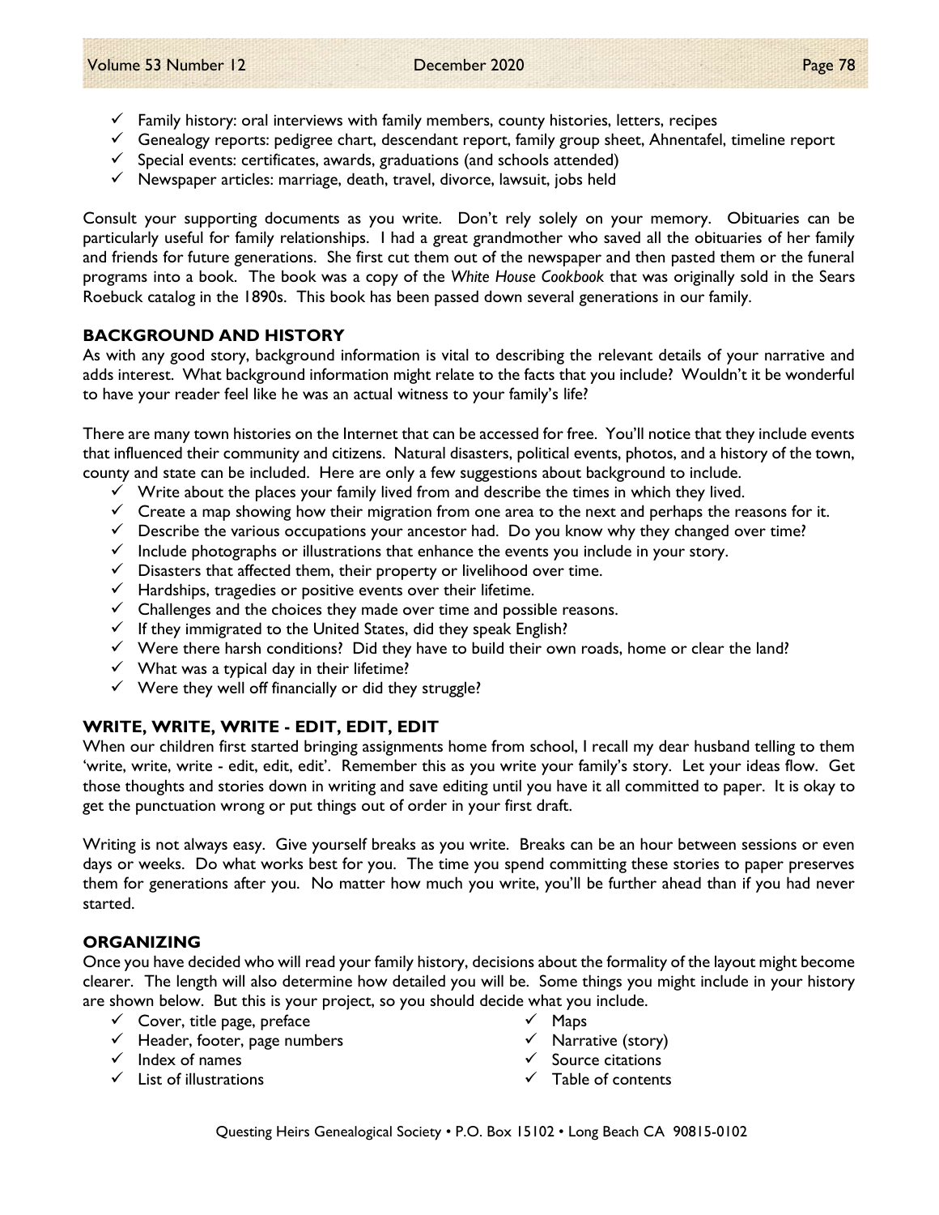- ✓ Family history: oral interviews with family members, county histories, letters, recipes
- ✓ Genealogy reports: pedigree chart, descendant report, family group sheet, Ahnentafel, timeline report
- ✓ Special events: certificates, awards, graduations (and schools attended)
- ✓ Newspaper articles: marriage, death, travel, divorce, lawsuit, jobs held

Consult your supporting documents as you write. Don't rely solely on your memory. Obituaries can be particularly useful for family relationships. I had a great grandmother who saved all the obituaries of her family and friends for future generations. She first cut them out of the newspaper and then pasted them or the funeral programs into a book. The book was a copy of the *White House Cookbook* that was originally sold in the Sears Roebuck catalog in the 1890s. This book has been passed down several generations in our family.

### BACKGROUND AND HISTORY

As with any good story, background information is vital to describing the relevant details of your narrative and adds interest. What background information might relate to the facts that you include? Wouldn't it be wonderful to have your reader feel like he was an actual witness to your family's life?

There are many town histories on the Internet that can be accessed for free. You'll notice that they include events that influenced their community and citizens. Natural disasters, political events, photos, and a history of the town, county and state can be included. Here are only a few suggestions about background to include.

- ✓ Write about the places your family lived from and describe the times in which they lived.
- ✓ Create a map showing how their migration from one area to the next and perhaps the reasons for it.
- ✓ Describe the various occupations your ancestor had. Do you know why they changed over time?
- ✓ Include photographs or illustrations that enhance the events you include in your story.
- ✓ Disasters that affected them, their property or livelihood over time.
- ✓ Hardships, tragedies or positive events over their lifetime.
- ✓ Challenges and the choices they made over time and possible reasons.
- ✓ If they immigrated to the United States, did they speak English?
- ✓ Were there harsh conditions? Did they have to build their own roads, home or clear the land?
- ✓ What was a typical day in their lifetime?
- ✓ Were they well off financially or did they struggle?

### WRITE, WRITE, WRITE - EDIT, EDIT, EDIT

When our children first started bringing assignments home from school, I recall my dear husband telling to them 'write, write, write - edit, edit, edit'. Remember this as you write your family's story. Let your ideas flow. Get those thoughts and stories down in writing and save editing until you have it all committed to paper. It is okay to get the punctuation wrong or put things out of order in your first draft.

Writing is not always easy. Give yourself breaks as you write. Breaks can be an hour between sessions or even days or weeks. Do what works best for you. The time you spend committing these stories to paper preserves them for generations after you. No matter how much you write, you'll be further ahead than if you had never started.

### ORGANIZING

Once you have decided who will read your family history, decisions about the formality of the layout might become clearer. The length will also determine how detailed you will be. Some things you might include in your history are shown below. But this is your project, so you should decide what you include.

- ✓ Cover, title page, preface
- ✓ Header, footer, page numbers
- ✓ Index of names
- ✓ List of illustrations
- ✓ Maps
- ✓ Narrative (story)
- ✓ Source citations
- ✓ Table of contents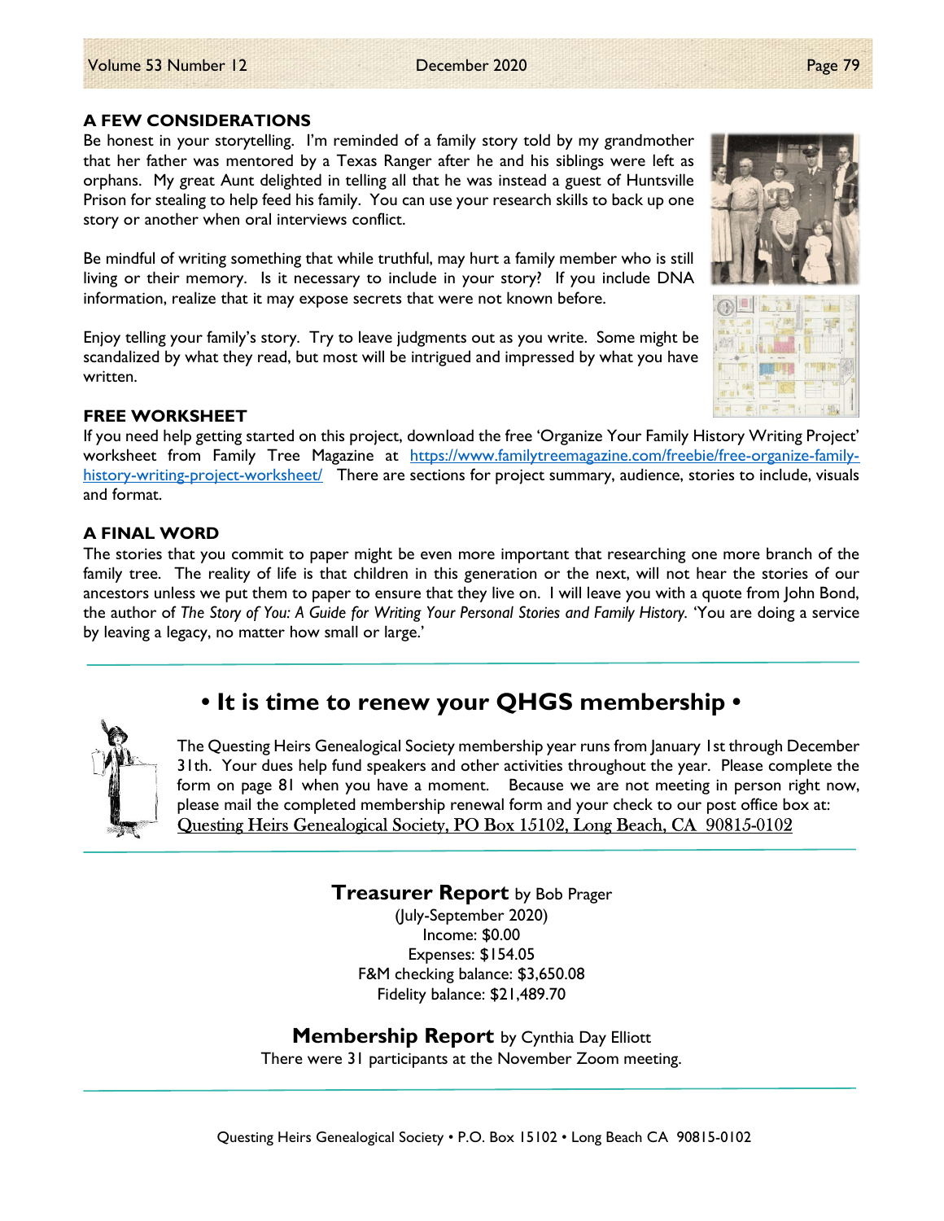### A FEW CONSIDERATIONS

Be honest in your storytelling. I'm reminded of a family story told by my grandmother that her father was mentored by a Texas Ranger after he and his siblings were left as orphans. My great Aunt delighted in telling all that he was instead a guest of Huntsville Prison for stealing to help feed his family. You can use your research skills to back up one story or another when oral interviews conflict.

Be mindful of writing something that while truthful, may hurt a family member who is still living or their memory. Is it necessary to include in your story? If you include DNA information, realize that it may expose secrets that were not known before.

Enjoy telling your family's story. Try to leave judgments out as you write. Some might be scandalized by what they read, but most will be intrigued and impressed by what you have written.

### FREE WORKSHEET

If you need help getting started on this project, download the free 'Organize Your Family History Writing Project' worksheet from Family Tree Magazine at https://www.familytreemagazine.com/freebie/free-organize-family-history-writing-project-worksheet/ There are sections for project summary, audience, stories to include, visuals and format.

### A FINAL WORD

The stories that you commit to paper might be even more important that researching one more branch of the family tree. The reality of life is that children in this generation or the next, will not hear the stories of our ancestors unless we put them to paper to ensure that they live on. I will leave you with a quote from John Bond, the author of *The Story of You: A Guide for Writing Your Personal Stories and Family History.* 'You are doing a service by leaving a legacy, no matter how small or large.'

---

## • It is time to renew your QHGS membership •

The Questing Heirs Genealogical Society membership year runs from January 1st through December 31th. Your dues help fund speakers and other activities throughout the year. Please complete the form on page 81 when you have a moment. Because we are not meeting in person right now, please mail the completed membership renewal form and your check to our post office box at:
Questing Heirs Genealogical Society, PO Box 15102, Long Beach, CA 90815-0102

---

## Treasurer Report by Bob Prager

(July-September 2020)
Income: $0.00
Expenses: $154.05
F&M checking balance: $3,650.08
Fidelity balance: $21,489.70

## Membership Report by Cynthia Day Elliott

There were 31 participants at the November Zoom meeting.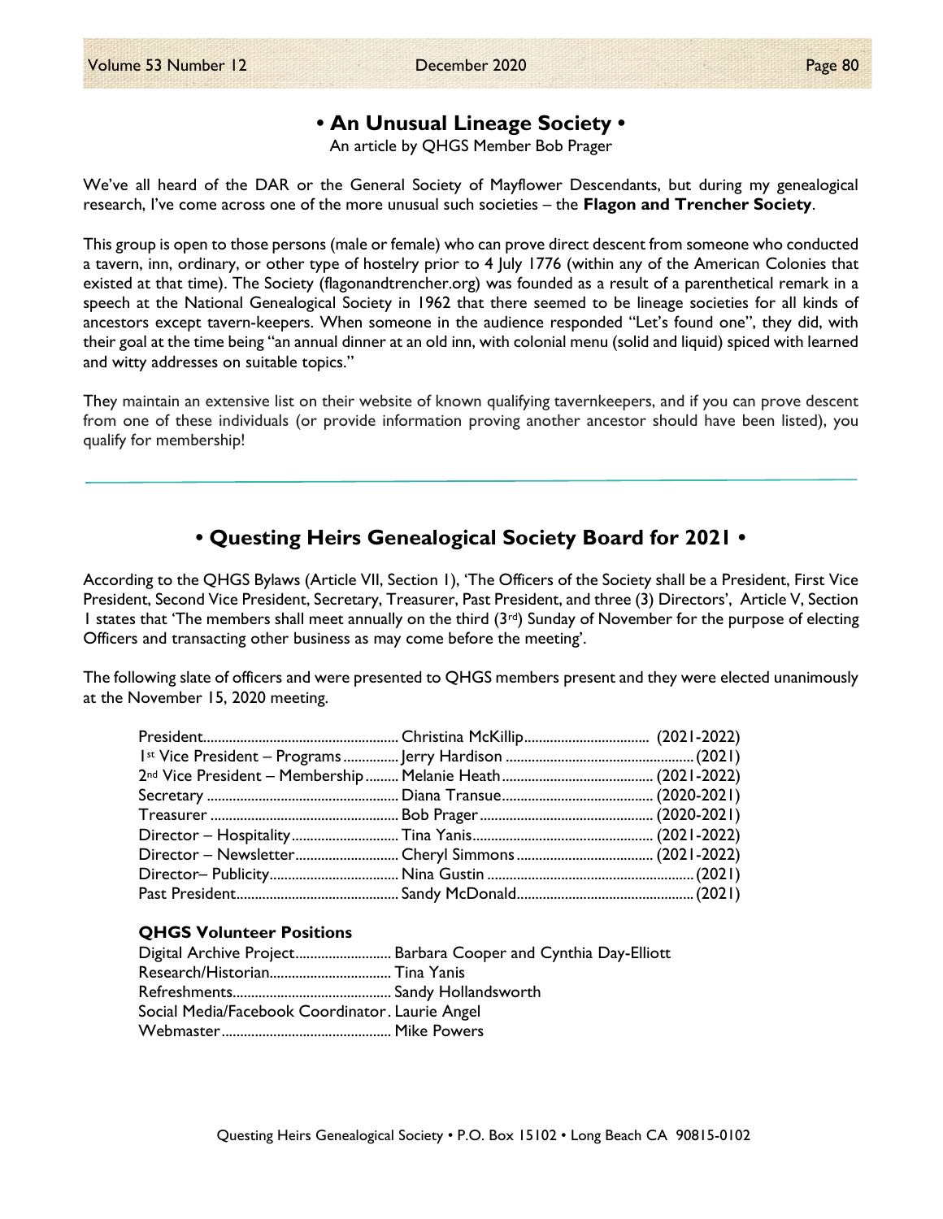## • An Unusual Lineage Society •

An article by QHGS Member Bob Prager

We've all heard of the DAR or the General Society of Mayflower Descendants, but during my genealogical research, I've come across one of the more unusual such societies – the **Flagon and Trencher Society**.

This group is open to those persons (male or female) who can prove direct descent from someone who conducted a tavern, inn, ordinary, or other type of hostelry prior to 4 July 1776 (within any of the American Colonies that existed at that time). The Society (flagonandtrencher.org) was founded as a result of a parenthetical remark in a speech at the National Genealogical Society in 1962 that there seemed to be lineage societies for all kinds of ancestors except tavern-keepers. When someone in the audience responded "Let's found one", they did, with their goal at the time being "an annual dinner at an old inn, with colonial menu (solid and liquid) spiced with learned and witty addresses on suitable topics."

They maintain an extensive list on their website of known qualifying tavernkeepers, and if you can prove descent from one of these individuals (or provide information proving another ancestor should have been listed), you qualify for membership!

---

## • Questing Heirs Genealogical Society Board for 2021 •

According to the QHGS Bylaws (Article VII, Section 1), 'The Officers of the Society shall be a President, First Vice President, Second Vice President, Secretary, Treasurer, Past President, and three (3) Directors', Article V, Section 1 states that 'The members shall meet annually on the third (3rd) Sunday of November for the purpose of electing Officers and transacting other business as may come before the meeting'.

The following slate of officers and were presented to QHGS members present and they were elected unanimously at the November 15, 2020 meeting.

| Position | Name | Term |
|---|---|---|
| President | Christina McKillip | (2021-2022) |
| 1st Vice President – Programs | Jerry Hardison | (2021) |
| 2nd Vice President – Membership | Melanie Heath | (2021-2022) |
| Secretary | Diana Transue | (2020-2021) |
| Treasurer | Bob Prager | (2020-2021) |
| Director – Hospitality | Tina Yanis | (2021-2022) |
| Director – Newsletter | Cheryl Simmons | (2021-2022) |
| Director– Publicity | Nina Gustin | (2021) |
| Past President | Sandy McDonald | (2021) |

### QHGS Volunteer Positions

| Position | Name |
|---|---|
| Digital Archive Project | Barbara Cooper and Cynthia Day-Elliott |
| Research/Historian | Tina Yanis |
| Refreshments | Sandy Hollandsworth |
| Social Media/Facebook Coordinator | Laurie Angel |
| Webmaster | Mike Powers |

Questing Heirs Genealogical Society • P.O. Box 15102 • Long Beach CA 90815-0102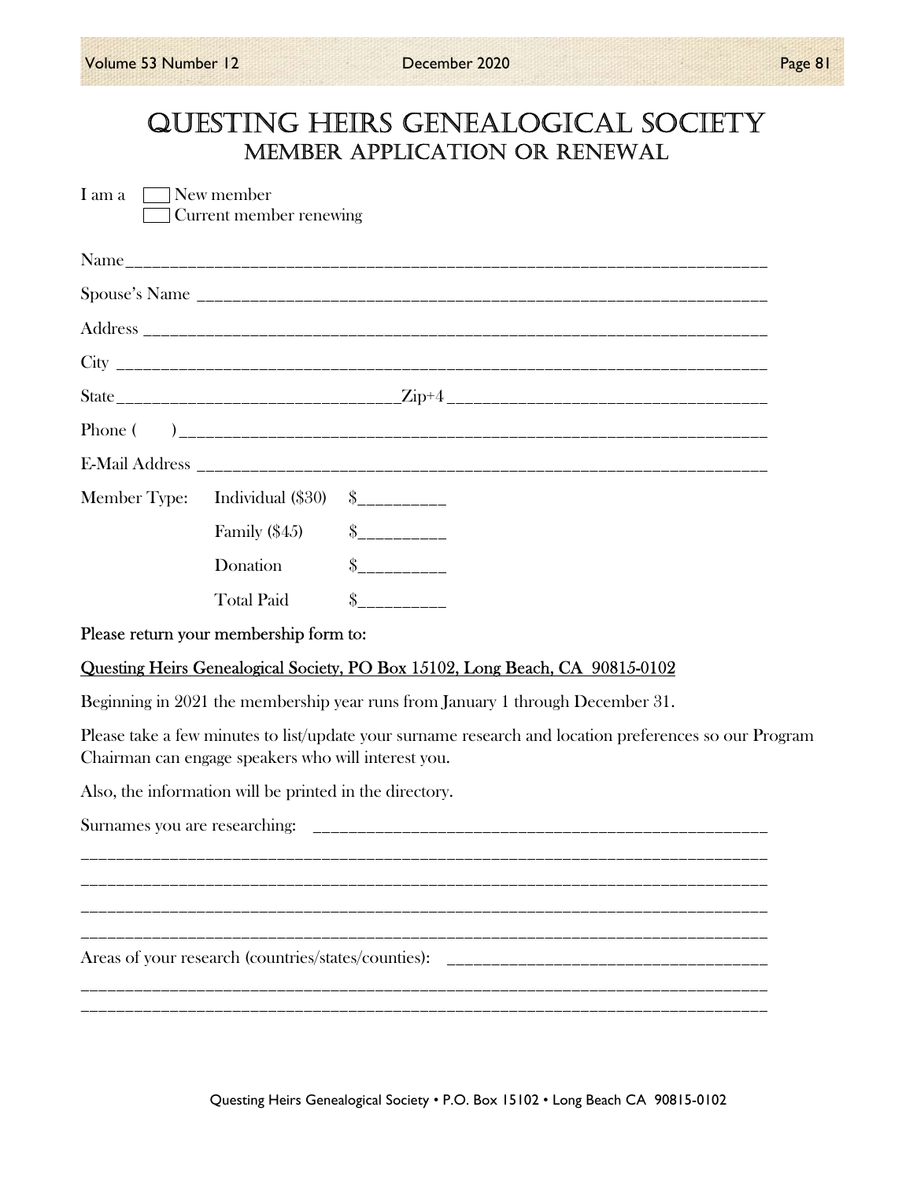# Questing Heirs Genealogical Society
## Member Application or Renewal

I am a ☐ New member
☐ Current member renewing

Name_____________________________________________________________________________

Spouse's Name _____________________________________________________________________

Address ___________________________________________________________________________

City ______________________________________________________________________________

State________________________________Zip+4_____________________________________

Phone (     )_______________________________________________________________________

E-Mail Address ____________________________________________________________________

| Member Type: | Individual ($30) | $__________ |
|---|---|---|
| | Family ($45) | $__________ |
| | Donation | $__________ |
| | Total Paid | $__________ |

**Please return your membership form to:**

<u>Questing Heirs Genealogical Society, PO Box 15102, Long Beach, CA 90815-0102</u>

Beginning in 2021 the membership year runs from January 1 through December 31.

Please take a few minutes to list/update your surname research and location preferences so our Program Chairman can engage speakers who will interest you.

Also, the information will be printed in the directory.

Surnames you are researching: ______________________________________________________

_________________________________________________________________________________

_________________________________________________________________________________

_________________________________________________________________________________

_________________________________________________________________________________

Areas of your research (countries/states/counties): ____________________________________

_________________________________________________________________________________

_________________________________________________________________________________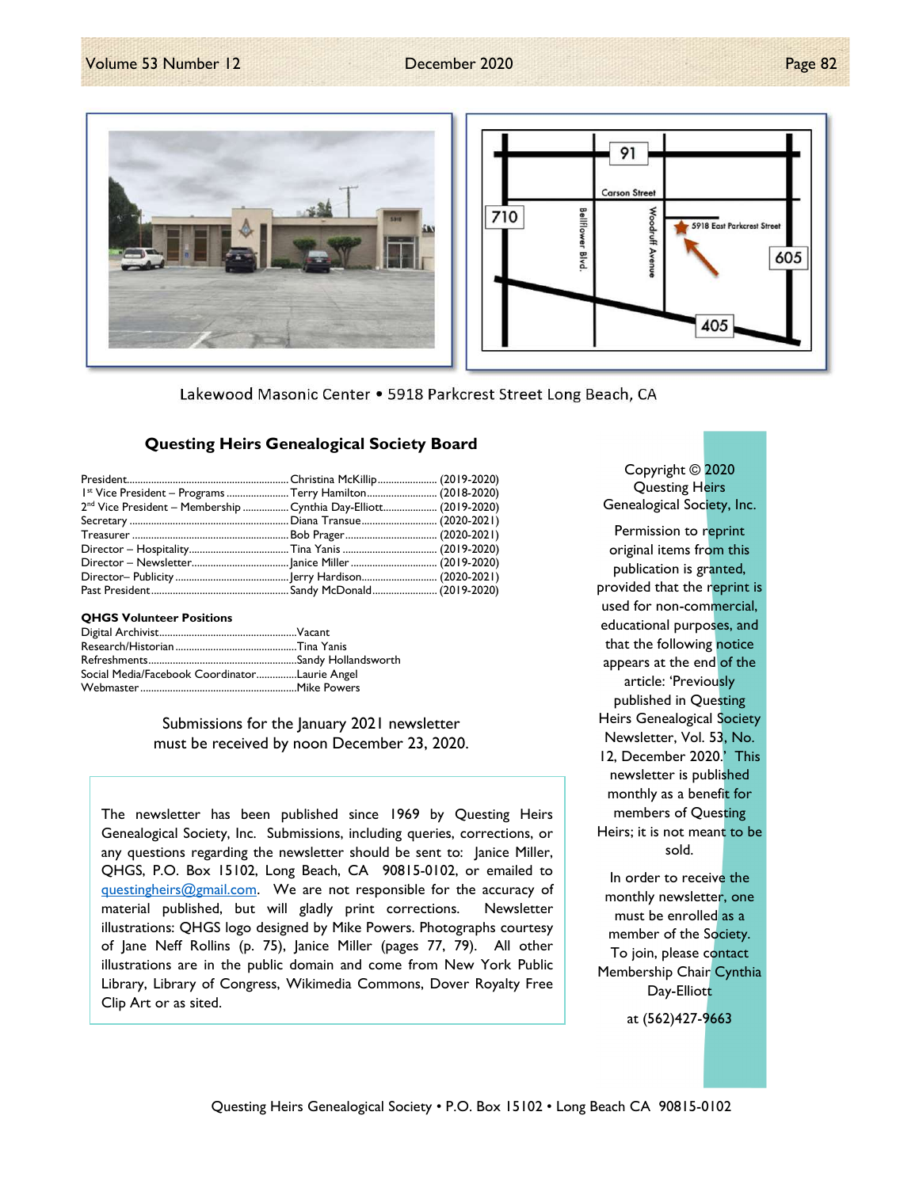Lakewood Masonic Center • 5918 Parkcrest Street Long Beach, CA

## Questing Heirs Genealogical Society Board

| | | |
|---|---|---|
| President | Christina McKillip | (2019-2020) |
| 1st Vice President – Programs | Terry Hamilton | (2018-2020) |
| 2nd Vice President – Membership | Cynthia Day-Elliott | (2019-2020) |
| Secretary | Diana Transue | (2020-2021) |
| Treasurer | Bob Prager | (2020-2021) |
| Director – Hospitality | Tina Yanis | (2019-2020) |
| Director – Newsletter | Janice Miller | (2019-2020) |
| Director– Publicity | Jerry Hardison | (2020-2021) |
| Past President | Sandy McDonald | (2019-2020) |

**QHGS Volunteer Positions**

| | |
|---|---|
| Digital Archivist | Vacant |
| Research/Historian | Tina Yanis |
| Refreshments | Sandy Hollandsworth |
| Social Media/Facebook Coordinator | Laurie Angel |
| Webmaster | Mike Powers |

Submissions for the January 2021 newsletter must be received by noon December 23, 2020.

The newsletter has been published since 1969 by Questing Heirs Genealogical Society, Inc. Submissions, including queries, corrections, or any questions regarding the newsletter should be sent to: Janice Miller, QHGS, P.O. Box 15102, Long Beach, CA 90815-0102, or emailed to questingheirs@gmail.com. We are not responsible for the accuracy of material published, but will gladly print corrections. Newsletter illustrations: QHGS logo designed by Mike Powers. Photographs courtesy of Jane Neff Rollins (p. 75), Janice Miller (pages 77, 79). All other illustrations are in the public domain and come from New York Public Library, Library of Congress, Wikimedia Commons, Dover Royalty Free Clip Art or as sited.

Copyright © 2020 Questing Heirs Genealogical Society, Inc.

Permission to reprint original items from this publication is granted, provided that the reprint is used for non-commercial, educational purposes, and that the following notice appears at the end of the article: 'Previously published in Questing Heirs Genealogical Society Newsletter, Vol. 53, No. 12, December 2020.' This newsletter is published monthly as a benefit for members of Questing Heirs; it is not meant to be sold.

In order to receive the monthly newsletter, one must be enrolled as a member of the Society. To join, please contact Membership Chair Cynthia Day-Elliott

at (562)427-9663

Questing Heirs Genealogical Society • P.O. Box 15102 • Long Beach CA 90815-0102